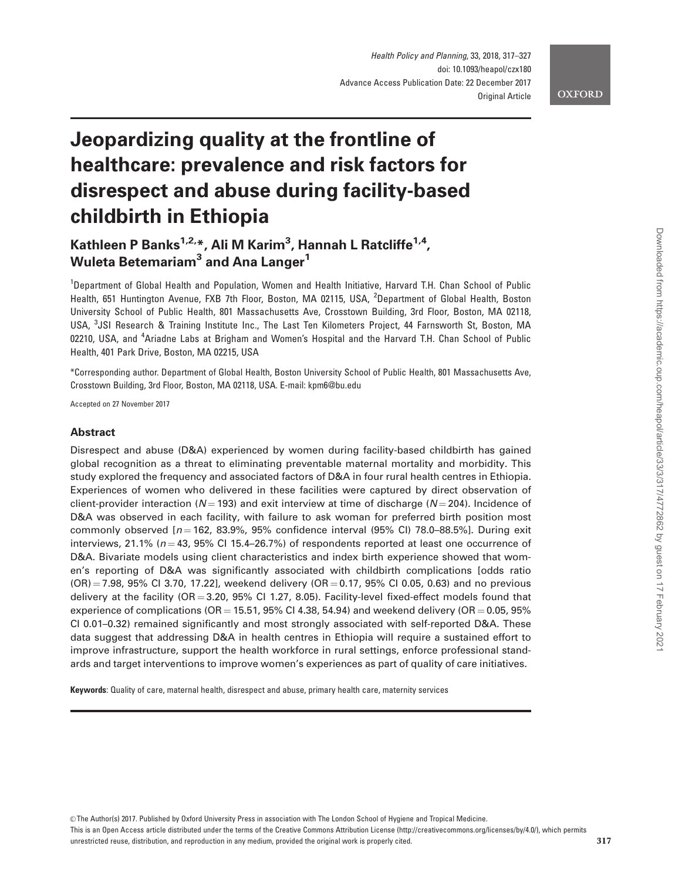# Jeopardizing quality at the frontline of healthcare: prevalence and risk factors for disrespect and abuse during facility-based childbirth in Ethiopia

**Kathleen P Banks[1,2,*], Ali M Karim[3], Hannah L Ratcliffe[1,4], Wuleta Betemariam[3] and Ana Langer[1]**

[1]Department of Global Health and Population, Women and Health Initiative, Harvard T.H. Chan School of Public Health, 651 Huntington Avenue, FXB 7th Floor, Boston, MA 02115, USA, [2]Department of Global Health, Boston University School of Public Health, 801 Massachusetts Ave, Crosstown Building, 3rd Floor, Boston, MA 02118, USA, [3]JSI Research & Training Institute Inc., The Last Ten Kilometers Project, 44 Farnsworth St, Boston, MA 02210, USA, and [4]Ariadne Labs at Brigham and Women's Hospital and the Harvard T.H. Chan School of Public Health, 401 Park Drive, Boston, MA 02215, USA

*Corresponding author. Department of Global Health, Boston University School of Public Health, 801 Massachusetts Ave, Crosstown Building, 3rd Floor, Boston, MA 02118, USA. E-mail: kpm6@bu.edu

Accepted on 27 November 2017

## Abstract

Disrespect and abuse (D&A) experienced by women during facility-based childbirth has gained global recognition as a threat to eliminating preventable maternal mortality and morbidity. This study explored the frequency and associated factors of D&A in four rural health centres in Ethiopia. Experiences of women who delivered in these facilities were captured by direct observation of client-provider interaction ($N = 193$) and exit interview at time of discharge ($N = 204$). Incidence of D&A was observed in each facility, with failure to ask woman for preferred birth position most commonly observed [$n = 162$, 83.9%, 95% confidence interval (95% CI) 78.0–88.5%]. During exit interviews, 21.1% ($n = 43$, 95% CI 15.4–26.7%) of respondents reported at least one occurrence of D&A. Bivariate models using client characteristics and index birth experience showed that women's reporting of D&A was significantly associated with childbirth complications [odds ratio (OR) = 7.98, 95% CI 3.70, 17.22], weekend delivery (OR = 0.17, 95% CI 0.05, 0.63) and no previous delivery at the facility (OR = 3.20, 95% CI 1.27, 8.05). Facility-level fixed-effect models found that experience of complications (OR = 15.51, 95% CI 4.38, 54.94) and weekend delivery (OR = 0.05, 95% CI 0.01–0.32) remained significantly and most strongly associated with self-reported D&A. These data suggest that addressing D&A in health centres in Ethiopia will require a sustained effort to improve infrastructure, support the health workforce in rural settings, enforce professional standards and target interventions to improve women's experiences as part of quality of care initiatives.

**Keywords**: Quality of care, maternal health, disrespect and abuse, primary health care, maternity services

© The Author(s) 2017. Published by Oxford University Press in association with The London School of Hygiene and Tropical Medicine.
This is an Open Access article distributed under the terms of the Creative Commons Attribution License (http://creativecommons.org/licenses/by/4.0/), which permits unrestricted reuse, distribution, and reproduction in any medium, provided the original work is properly cited.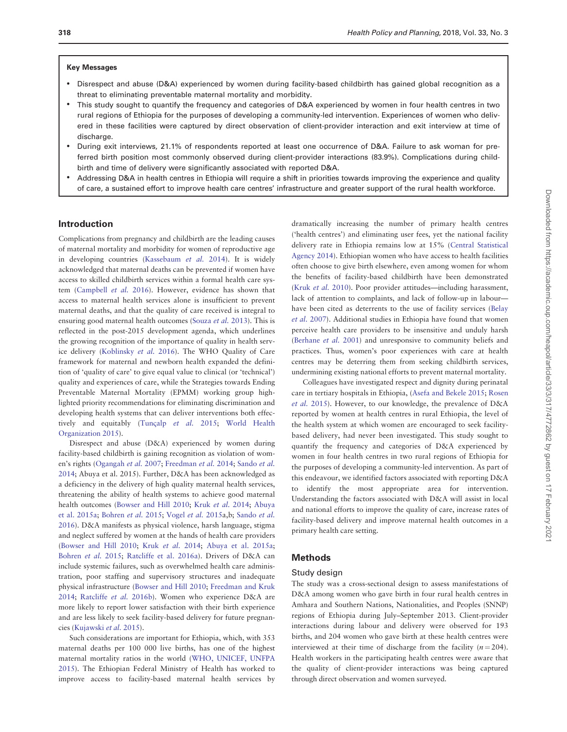**Key Messages**

- Disrespect and abuse (D&A) experienced by women during facility-based childbirth has gained global recognition as a threat to eliminating preventable maternal mortality and morbidity.
- This study sought to quantify the frequency and categories of D&A experienced by women in four health centres in two rural regions of Ethiopia for the purposes of developing a community-led intervention. Experiences of women who delivered in these facilities were captured by direct observation of client-provider interaction and exit interview at time of discharge.
- During exit interviews, 21.1% of respondents reported at least one occurrence of D&A. Failure to ask woman for preferred birth position most commonly observed during client-provider interactions (83.9%). Complications during childbirth and time of delivery were significantly associated with reported D&A.
- Addressing D&A in health centres in Ethiopia will require a shift in priorities towards improving the experience and quality of care, a sustained effort to improve health care centres' infrastructure and greater support of the rural health workforce.

## Introduction

Complications from pregnancy and childbirth are the leading causes of maternal mortality and morbidity for women of reproductive age in developing countries (Kassebaum *et al.* 2014). It is widely acknowledged that maternal deaths can be prevented if women have access to skilled childbirth services within a formal health care system (Campbell *et al.* 2016). However, evidence has shown that access to maternal health services alone is insufficient to prevent maternal deaths, and that the quality of care received is integral to ensuring good maternal health outcomes (Souza *et al.* 2013). This is reflected in the post-2015 development agenda, which underlines the growing recognition of the importance of quality in health service delivery (Koblinsky *et al.* 2016). The WHO Quality of Care framework for maternal and newborn health expanded the definition of 'quality of care' to give equal value to clinical (or 'technical') quality and experiences of care, while the Strategies towards Ending Preventable Maternal Mortality (EPMM) working group highlighted priority recommendations for eliminating discrimination and developing health systems that can deliver interventions both effectively and equitably (Tunçalp *et al.* 2015; World Health Organization 2015).

Disrespect and abuse (D&A) experienced by women during facility-based childbirth is gaining recognition as violation of women's rights (Ogangah *et al.* 2007; Freedman *et al.* 2014; Sando *et al.* 2014; Abuya et al. 2015). Further, D&A has been acknowledged as a deficiency in the delivery of high quality maternal health services, threatening the ability of health systems to achieve good maternal health outcomes (Bowser and Hill 2010; Kruk *et al.* 2014; Abuya et al. 2015a; Bohren *et al.* 2015; Vogel *et al.* 2015a,b; Sando *et al.* 2016). D&A manifests as physical violence, harsh language, stigma and neglect suffered by women at the hands of health care providers (Bowser and Hill 2010; Kruk *et al.* 2014; Abuya et al. 2015a; Bohren *et al.* 2015; Ratcliffe et al. 2016a). Drivers of D&A can include systemic failures, such as overwhelmed health care administration, poor staffing and supervisory structures and inadequate physical infrastructure (Bowser and Hill 2010; Freedman and Kruk 2014; Ratcliffe *et al.* 2016b). Women who experience D&A are more likely to report lower satisfaction with their birth experience and are less likely to seek facility-based delivery for future pregnancies (Kujawski *et al.* 2015).

Such considerations are important for Ethiopia, which, with 353 maternal deaths per 100 000 live births, has one of the highest maternal mortality ratios in the world (WHO, UNICEF, UNFPA 2015). The Ethiopian Federal Ministry of Health has worked to improve access to facility-based maternal health services by dramatically increasing the number of primary health centres ('health centres') and eliminating user fees, yet the national facility delivery rate in Ethiopia remains low at 15% (Central Statistical Agency 2014). Ethiopian women who have access to health facilities often choose to give birth elsewhere, even among women for whom the benefits of facility-based childbirth have been demonstrated (Kruk *et al.* 2010). Poor provider attitudes—including harassment, lack of attention to complaints, and lack of follow-up in labour—have been cited as deterrents to the use of facility services (Belay *et al.* 2007). Additional studies in Ethiopia have found that women perceive health care providers to be insensitive and unduly harsh (Berhane *et al.* 2001) and unresponsive to community beliefs and practices. Thus, women's poor experiences with care at health centres may be deterring them from seeking childbirth services, undermining existing national efforts to prevent maternal mortality.

Colleagues have investigated respect and dignity during perinatal care in tertiary hospitals in Ethiopia, (Asefa and Bekele 2015; Rosen *et al.* 2015). However, to our knowledge, the prevalence of D&A reported by women at health centres in rural Ethiopia, the level of the health system at which women are encouraged to seek facility-based delivery, had never been investigated. This study sought to quantify the frequency and categories of D&A experienced by women in four health centres in two rural regions of Ethiopia as part of the purposes of developing a community-led intervention. As part of this endeavour, we identified factors associated with reporting D&A to identify the most appropriate area for intervention. Understanding the factors associated with D&A will assist in local and national efforts to improve the quality of care, increase rates of facility-based delivery and improve maternal health outcomes in a primary health care setting.

## Methods

### Study design

The study was a cross-sectional design to assess manifestations of D&A among women who gave birth in four rural health centres in Amhara and Southern Nations, Nationalities, and Peoples (SNNP) regions of Ethiopia during July–September 2013. Client-provider interactions during labour and delivery were observed for 193 births, and 204 women who gave birth at these health centres were interviewed at their time of discharge from the facility ($n = 204$). Health workers in the participating health centres were aware that the quality of client-provider interactions was being captured through direct observation and women surveyed.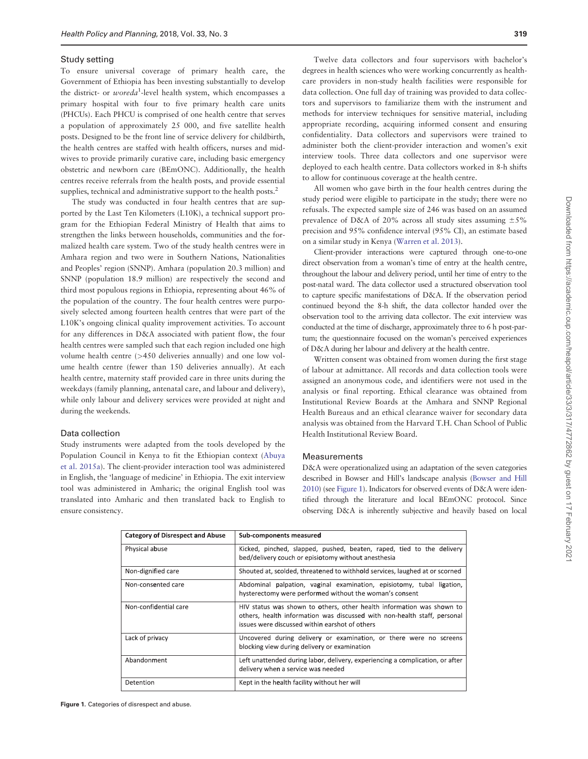## Study setting

To ensure universal coverage of primary health care, the Government of Ethiopia has been investing substantially to develop the district- or *woreda*[1]-level health system, which encompasses a primary hospital with four to five primary health care units (PHCUs). Each PHCU is comprised of one health centre that serves a population of approximately 25 000, and five satellite health posts. Designed to be the front line of service delivery for childbirth, the health centres are staffed with health officers, nurses and midwives to provide primarily curative care, including basic emergency obstetric and newborn care (BEmONC). Additionally, the health centres receive referrals from the health posts, and provide essential supplies, technical and administrative support to the health posts.[2]

The study was conducted in four health centres that are supported by the Last Ten Kilometers (L10K), a technical support program for the Ethiopian Federal Ministry of Health that aims to strengthen the links between households, communities and the formalized health care system. Two of the study health centres were in Amhara region and two were in Southern Nations, Nationalities and Peoples' region (SNNP). Amhara (population 20.3 million) and SNNP (population 18.9 million) are respectively the second and third most populous regions in Ethiopia, representing about 46% of the population of the country. The four health centres were purposively selected among fourteen health centres that were part of the L10K's ongoing clinical quality improvement activities. To account for any differences in D&A associated with patient flow, the four health centres were sampled such that each region included one high volume health centre (>450 deliveries annually) and one low volume health centre (fewer than 150 deliveries annually). At each health centre, maternity staff provided care in three units during the weekdays (family planning, antenatal care, and labour and delivery), while only labour and delivery services were provided at night and during the weekends.

## Data collection

Study instruments were adapted from the tools developed by the Population Council in Kenya to fit the Ethiopian context (Abuya et al. 2015a). The client-provider interaction tool was administered in English, the 'language of medicine' in Ethiopia. The exit interview tool was administered in Amharic; the original English tool was translated into Amharic and then translated back to English to ensure consistency.

Twelve data collectors and four supervisors with bachelor's degrees in health sciences who were working concurrently as healthcare providers in non-study health facilities were responsible for data collection. One full day of training was provided to data collectors and supervisors to familiarize them with the instrument and methods for interview techniques for sensitive material, including appropriate recording, acquiring informed consent and ensuring confidentiality. Data collectors and supervisors were trained to administer both the client-provider interaction and women's exit interview tools. Three data collectors and one supervisor were deployed to each health centre. Data collectors worked in 8-h shifts to allow for continuous coverage at the health centre.

All women who gave birth in the four health centres during the study period were eligible to participate in the study; there were no refusals. The expected sample size of 246 was based on an assumed prevalence of D&A of 20% across all study sites assuming ±5% precision and 95% confidence interval (95% CI), an estimate based on a similar study in Kenya (Warren et al. 2013).

Client-provider interactions were captured through one-to-one direct observation from a woman's time of entry at the health centre, throughout the labour and delivery period, until her time of entry to the post-natal ward. The data collector used a structured observation tool to capture specific manifestations of D&A. If the observation period continued beyond the 8-h shift, the data collector handed over the observation tool to the arriving data collector. The exit interview was conducted at the time of discharge, approximately three to 6 h post-partum; the questionnaire focused on the woman's perceived experiences of D&A during her labour and delivery at the health centre.

Written consent was obtained from women during the first stage of labour at admittance. All records and data collection tools were assigned an anonymous code, and identifiers were not used in the analysis or final reporting. Ethical clearance was obtained from Institutional Review Boards at the Amhara and SNNP Regional Health Bureaus and an ethical clearance waiver for secondary data analysis was obtained from the Harvard T.H. Chan School of Public Health Institutional Review Board.

## Measurements

D&A were operationalized using an adaptation of the seven categories described in Bowser and Hill's landscape analysis (Bowser and Hill 2010) (see Figure 1). Indicators for observed events of D&A were identified through the literature and local BEmONC protocol. Since observing D&A is inherently subjective and heavily based on local

| Category of Disrespect and Abuse | Sub-components measured |
|---|---|
| Physical abuse | Kicked, pinched, slapped, pushed, beaten, raped, tied to the delivery bed/delivery couch or episiotomy without anesthesia |
| Non-dignified care | Shouted at, scolded, threatened to withhold services, laughed at or scorned |
| Non-consented care | Abdominal palpation, vaginal examination, episiotomy, tubal ligation, hysterectomy were performed without the woman's consent |
| Non-confidential care | HIV status was shown to others, other health information was shown to others, health information was discussed with non-health staff, personal issues were discussed within earshot of others |
| Lack of privacy | Uncovered during delivery or examination, or there were no screens blocking view during delivery or examination |
| Abandonment | Left unattended during labor, delivery, experiencing a complication, or after delivery when a service was needed |
| Detention | Kept in the health facility without her will |

**Figure 1.** Categories of disrespect and abuse.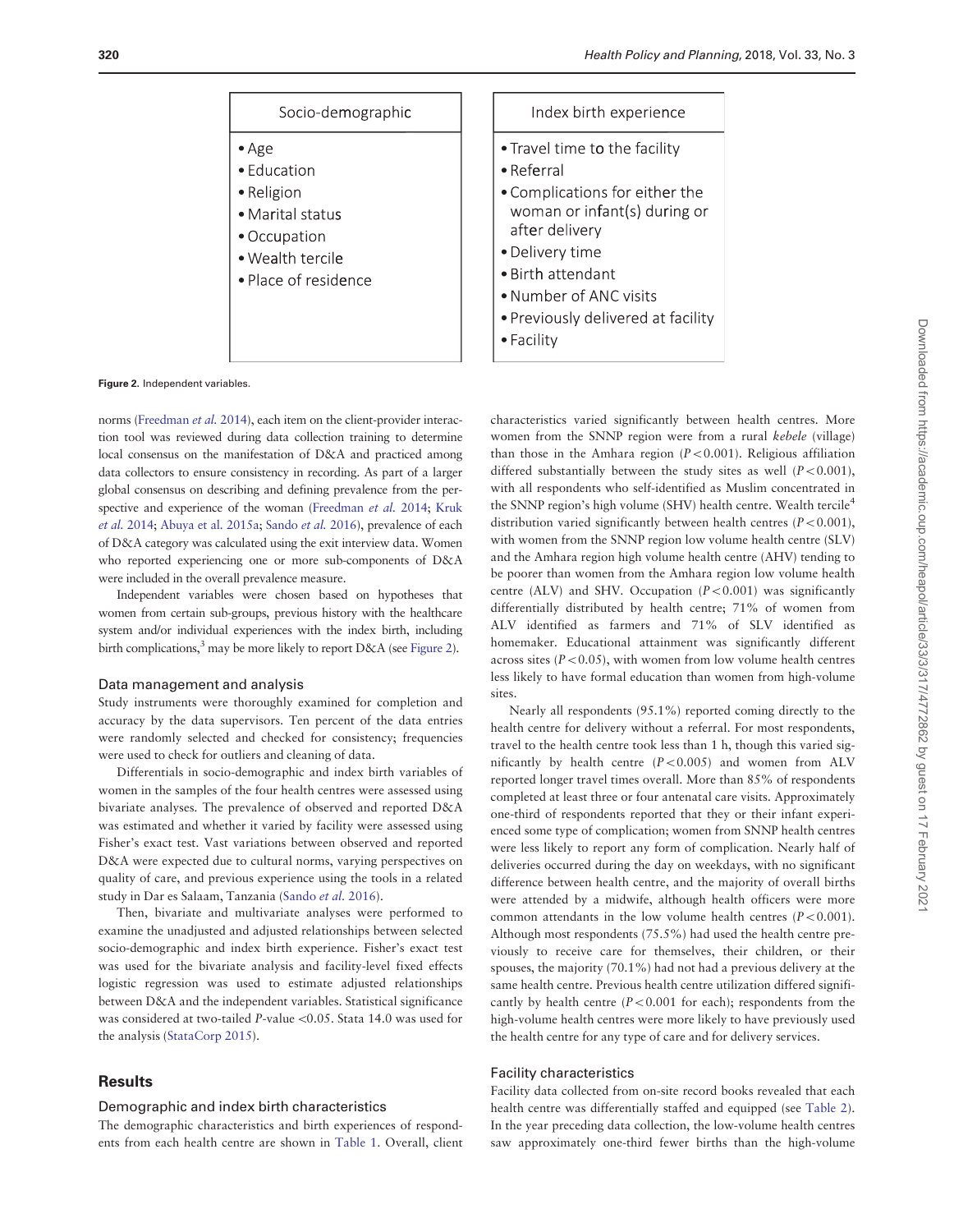| Socio-demographic | Index birth experience |
|---|---|
| • Age | • Travel time to the facility |
| • Education | • Referral |
| • Religion | • Complications for either the woman or infant(s) during or after delivery |
| • Marital status | • Delivery time |
| • Occupation | • Birth attendant |
| • Wealth tercile | • Number of ANC visits |
| • Place of residence | • Previously delivered at facility |
| | • Facility |

**Figure 2.** Independent variables.

norms (Freedman *et al.* 2014), each item on the client-provider interaction tool was reviewed during data collection training to determine local consensus on the manifestation of D&A and practiced among data collectors to ensure consistency in recording. As part of a larger global consensus on describing and defining prevalence from the perspective and experience of the woman (Freedman *et al.* 2014; Kruk *et al.* 2014; Abuya et al. 2015a; Sando *et al.* 2016), prevalence of each of D&A category was calculated using the exit interview data. Women who reported experiencing one or more sub-components of D&A were included in the overall prevalence measure.

Independent variables were chosen based on hypotheses that women from certain sub-groups, previous history with the healthcare system and/or individual experiences with the index birth, including birth complications,[3] may be more likely to report D&A (see Figure 2).

### Data management and analysis

Study instruments were thoroughly examined for completion and accuracy by the data supervisors. Ten percent of the data entries were randomly selected and checked for consistency; frequencies were used to check for outliers and cleaning of data.

Differentials in socio-demographic and index birth variables of women in the samples of the four health centres were assessed using bivariate analyses. The prevalence of observed and reported D&A was estimated and whether it varied by facility were assessed using Fisher's exact test. Vast variations between observed and reported D&A were expected due to cultural norms, varying perspectives on quality of care, and previous experience using the tools in a related study in Dar es Salaam, Tanzania (Sando *et al.* 2016).

Then, bivariate and multivariate analyses were performed to examine the unadjusted and adjusted relationships between selected socio-demographic and index birth experience. Fisher's exact test was used for the bivariate analysis and facility-level fixed effects logistic regression was used to estimate adjusted relationships between D&A and the independent variables. Statistical significance was considered at two-tailed *P*-value <0.05. Stata 14.0 was used for the analysis (StataCorp 2015).

## Results

### Demographic and index birth characteristics

The demographic characteristics and birth experiences of respondents from each health centre are shown in Table 1. Overall, client characteristics varied significantly between health centres. More women from the SNNP region were from a rural *kebele* (village) than those in the Amhara region ($P < 0.001$). Religious affiliation differed substantially between the study sites as well ($P < 0.001$), with all respondents who self-identified as Muslim concentrated in the SNNP region's high volume (SHV) health centre. Wealth tercile[4] distribution varied significantly between health centres ($P < 0.001$), with women from the SNNP region low volume health centre (SLV) and the Amhara region high volume health centre (AHV) tending to be poorer than women from the Amhara region low volume health centre (ALV) and SHV. Occupation ($P < 0.001$) was significantly differentially distributed by health centre; 71% of women from ALV identified as farmers and 71% of SLV identified as homemaker. Educational attainment was significantly different across sites ($P < 0.05$), with women from low volume health centres less likely to have formal education than women from high-volume sites.

Nearly all respondents (95.1%) reported coming directly to the health centre for delivery without a referral. For most respondents, travel to the health centre took less than 1 h, though this varied significantly by health centre ($P < 0.005$) and women from ALV reported longer travel times overall. More than 85% of respondents completed at least three or four antenatal care visits. Approximately one-third of respondents reported that they or their infant experienced some type of complication; women from SNNP health centres were less likely to report any form of complication. Nearly half of deliveries occurred during the day on weekdays, with no significant difference between health centre, and the majority of overall births were attended by a midwife, although health officers were more common attendants in the low volume health centres ($P < 0.001$). Although most respondents (75.5%) had used the health centre previously to receive care for themselves, their children, or their spouses, the majority (70.1%) had not had a previous delivery at the same health centre. Previous health centre utilization differed significantly by health centre ($P < 0.001$ for each); respondents from the high-volume health centres were more likely to have previously used the health centre for any type of care and for delivery services.

### Facility characteristics

Facility data collected from on-site record books revealed that each health centre was differentially staffed and equipped (see Table 2). In the year preceding data collection, the low-volume health centres saw approximately one-third fewer births than the high-volume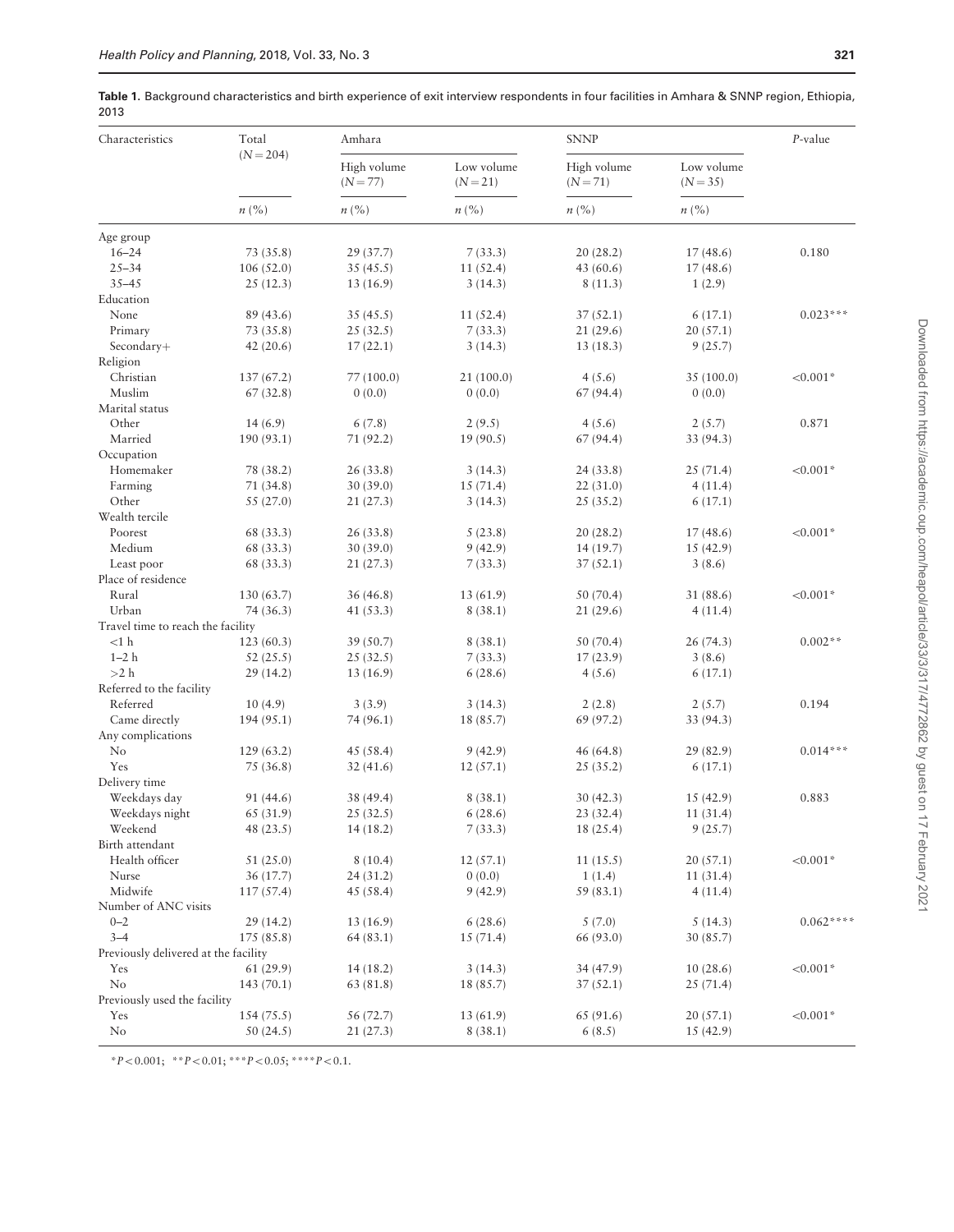**Table 1.** Background characteristics and birth experience of exit interview respondents in four facilities in Amhara & SNNP region, Ethiopia, 2013

| Characteristics | Total ($N = 204$) | Amhara | | SNNP | | $P$-value |
|---|---|---|---|---|---|---|
| | | High volume ($N = 77$) | Low volume ($N = 21$) | High volume ($N = 71$) | Low volume ($N = 35$) | |
| | $n$ (%) | $n$ (%) | $n$ (%) | $n$ (%) | $n$ (%) | |
| Age group | | | | | | |
| 16–24 | 73 (35.8) | 29 (37.7) | 7 (33.3) | 20 (28.2) | 17 (48.6) | 0.180 |
| 25–34 | 106 (52.0) | 35 (45.5) | 11 (52.4) | 43 (60.6) | 17 (48.6) | |
| 35–45 | 25 (12.3) | 13 (16.9) | 3 (14.3) | 8 (11.3) | 1 (2.9) | |
| Education | | | | | | |
| None | 89 (43.6) | 35 (45.5) | 11 (52.4) | 37 (52.1) | 6 (17.1) | 0.023*** |
| Primary | 73 (35.8) | 25 (32.5) | 7 (33.3) | 21 (29.6) | 20 (57.1) | |
| Secondary+ | 42 (20.6) | 17 (22.1) | 3 (14.3) | 13 (18.3) | 9 (25.7) | |
| Religion | | | | | | |
| Christian | 137 (67.2) | 77 (100.0) | 21 (100.0) | 4 (5.6) | 35 (100.0) | <0.001* |
| Muslim | 67 (32.8) | 0 (0.0) | 0 (0.0) | 67 (94.4) | 0 (0.0) | |
| Marital status | | | | | | |
| Other | 14 (6.9) | 6 (7.8) | 2 (9.5) | 4 (5.6) | 2 (5.7) | 0.871 |
| Married | 190 (93.1) | 71 (92.2) | 19 (90.5) | 67 (94.4) | 33 (94.3) | |
| Occupation | | | | | | |
| Homemaker | 78 (38.2) | 26 (33.8) | 3 (14.3) | 24 (33.8) | 25 (71.4) | <0.001* |
| Farming | 71 (34.8) | 30 (39.0) | 15 (71.4) | 22 (31.0) | 4 (11.4) | |
| Other | 55 (27.0) | 21 (27.3) | 3 (14.3) | 25 (35.2) | 6 (17.1) | |
| Wealth tercile | | | | | | |
| Poorest | 68 (33.3) | 26 (33.8) | 5 (23.8) | 20 (28.2) | 17 (48.6) | <0.001* |
| Medium | 68 (33.3) | 30 (39.0) | 9 (42.9) | 14 (19.7) | 15 (42.9) | |
| Least poor | 68 (33.3) | 21 (27.3) | 7 (33.3) | 37 (52.1) | 3 (8.6) | |
| Place of residence | | | | | | |
| Rural | 130 (63.7) | 36 (46.8) | 13 (61.9) | 50 (70.4) | 31 (88.6) | <0.001* |
| Urban | 74 (36.3) | 41 (53.3) | 8 (38.1) | 21 (29.6) | 4 (11.4) | |
| Travel time to reach the facility | | | | | | |
| <1 h | 123 (60.3) | 39 (50.7) | 8 (38.1) | 50 (70.4) | 26 (74.3) | 0.002** |
| 1–2 h | 52 (25.5) | 25 (32.5) | 7 (33.3) | 17 (23.9) | 3 (8.6) | |
| >2 h | 29 (14.2) | 13 (16.9) | 6 (28.6) | 4 (5.6) | 6 (17.1) | |
| Referred to the facility | | | | | | |
| Referred | 10 (4.9) | 3 (3.9) | 3 (14.3) | 2 (2.8) | 2 (5.7) | 0.194 |
| Came directly | 194 (95.1) | 74 (96.1) | 18 (85.7) | 69 (97.2) | 33 (94.3) | |
| Any complications | | | | | | |
| No | 129 (63.2) | 45 (58.4) | 9 (42.9) | 46 (64.8) | 29 (82.9) | 0.014*** |
| Yes | 75 (36.8) | 32 (41.6) | 12 (57.1) | 25 (35.2) | 6 (17.1) | |
| Delivery time | | | | | | |
| Weekdays day | 91 (44.6) | 38 (49.4) | 8 (38.1) | 30 (42.3) | 15 (42.9) | 0.883 |
| Weekdays night | 65 (31.9) | 25 (32.5) | 6 (28.6) | 23 (32.4) | 11 (31.4) | |
| Weekend | 48 (23.5) | 14 (18.2) | 7 (33.3) | 18 (25.4) | 9 (25.7) | |
| Birth attendant | | | | | | |
| Health officer | 51 (25.0) | 8 (10.4) | 12 (57.1) | 11 (15.5) | 20 (57.1) | <0.001* |
| Nurse | 36 (17.7) | 24 (31.2) | 0 (0.0) | 1 (1.4) | 11 (31.4) | |
| Midwife | 117 (57.4) | 45 (58.4) | 9 (42.9) | 59 (83.1) | 4 (11.4) | |
| Number of ANC visits | | | | | | |
| 0–2 | 29 (14.2) | 13 (16.9) | 6 (28.6) | 5 (7.0) | 5 (14.3) | 0.062**** |
| 3–4 | 175 (85.8) | 64 (83.1) | 15 (71.4) | 66 (93.0) | 30 (85.7) | |
| Previously delivered at the facility | | | | | | |
| Yes | 61 (29.9) | 14 (18.2) | 3 (14.3) | 34 (47.9) | 10 (28.6) | <0.001* |
| No | 143 (70.1) | 63 (81.8) | 18 (85.7) | 37 (52.1) | 25 (71.4) | |
| Previously used the facility | | | | | | |
| Yes | 154 (75.5) | 56 (72.7) | 13 (61.9) | 65 (91.6) | 20 (57.1) | <0.001* |
| No | 50 (24.5) | 21 (27.3) | 8 (38.1) | 6 (8.5) | 15 (42.9) | |

*$P < 0.001$; **$P < 0.01$; ***$P < 0.05$; ****$P < 0.1$.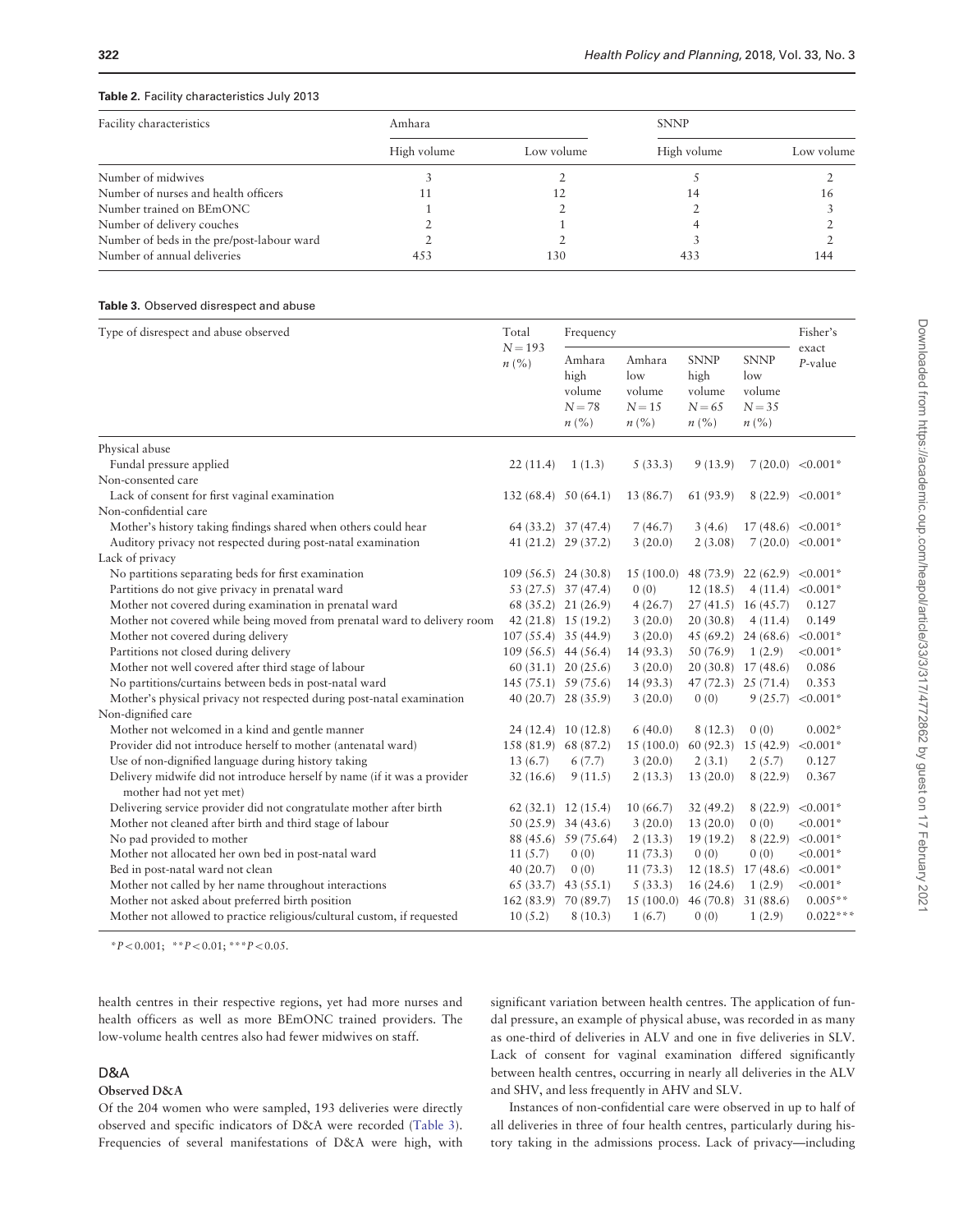**Table 2.** Facility characteristics July 2013

| Facility characteristics | Amhara | | SNNP | |
|---|---|---|---|---|
| | High volume | Low volume | High volume | Low volume |
| Number of midwives | 3 | 2 | 5 | 2 |
| Number of nurses and health officers | 11 | 12 | 14 | 16 |
| Number trained on BEmONC | 1 | 2 | 2 | 3 |
| Number of delivery couches | 2 | 1 | 4 | 2 |
| Number of beds in the pre/post-labour ward | 2 | 2 | 3 | 2 |
| Number of annual deliveries | 453 | 130 | 433 | 144 |

**Table 3.** Observed disrespect and abuse

| Type of disrespect and abuse observed | Total $N = 193$ $n$ (%) | Frequency | | | | Fisher's exact $P$-value |
|---|---|---|---|---|---|---|
| | | Amhara high volume $N = 78$ $n$ (%) | Amhara low volume $N = 15$ $n$ (%) | SNNP high volume $N = 65$ $n$ (%) | SNNP low volume $N = 35$ $n$ (%) | |
| Physical abuse | | | | | | |
| Fundal pressure applied | 22 (11.4) | 1 (1.3) | 5 (33.3) | 9 (13.9) | 7 (20.0) | <0.001* |
| Non-consented care | | | | | | |
| Lack of consent for first vaginal examination | 132 (68.4) | 50 (64.1) | 13 (86.7) | 61 (93.9) | 8 (22.9) | <0.001* |
| Non-confidential care | | | | | | |
| Mother's history taking findings shared when others could hear | 64 (33.2) | 37 (47.4) | 7 (46.7) | 3 (4.6) | 17 (48.6) | <0.001* |
| Auditory privacy not respected during post-natal examination | 41 (21.2) | 29 (37.2) | 3 (20.0) | 2 (3.08) | 7 (20.0) | <0.001* |
| Lack of privacy | | | | | | |
| No partitions separating beds for first examination | 109 (56.5) | 24 (30.8) | 15 (100.0) | 48 (73.9) | 22 (62.9) | <0.001* |
| Partitions do not give privacy in prenatal ward | 53 (27.5) | 37 (47.4) | 0 (0) | 12 (18.5) | 4 (11.4) | <0.001* |
| Mother not covered during examination in prenatal ward | 68 (35.2) | 21 (26.9) | 4 (26.7) | 27 (41.5) | 16 (45.7) | 0.127 |
| Mother not covered while being moved from prenatal ward to delivery room | 42 (21.8) | 15 (19.2) | 3 (20.0) | 20 (30.8) | 4 (11.4) | 0.149 |
| Mother not covered during delivery | 107 (55.4) | 35 (44.9) | 3 (20.0) | 45 (69.2) | 24 (68.6) | <0.001* |
| Partitions not closed during delivery | 109 (56.5) | 44 (56.4) | 14 (93.3) | 50 (76.9) | 1 (2.9) | <0.001* |
| Mother not well covered after third stage of labour | 60 (31.1) | 20 (25.6) | 3 (20.0) | 20 (30.8) | 17 (48.6) | 0.086 |
| No partitions/curtains between beds in post-natal ward | 145 (75.1) | 59 (75.6) | 14 (93.3) | 47 (72.3) | 25 (71.4) | 0.353 |
| Mother's physical privacy not respected during post-natal examination | 40 (20.7) | 28 (35.9) | 3 (20.0) | 0 (0) | 9 (25.7) | <0.001* |
| Non-dignified care | | | | | | |
| Mother not welcomed in a kind and gentle manner | 24 (12.4) | 10 (12.8) | 6 (40.0) | 8 (12.3) | 0 (0) | 0.002* |
| Provider did not introduce herself to mother (antenatal ward) | 158 (81.9) | 68 (87.2) | 15 (100.0) | 60 (92.3) | 15 (42.9) | <0.001* |
| Use of non-dignified language during history taking | 13 (6.7) | 6 (7.7) | 3 (20.0) | 2 (3.1) | 2 (5.7) | 0.127 |
| Delivery midwife did not introduce herself by name (if it was a provider mother had not yet met) | 32 (16.6) | 9 (11.5) | 2 (13.3) | 13 (20.0) | 8 (22.9) | 0.367 |
| Delivering service provider did not congratulate mother after birth | 62 (32.1) | 12 (15.4) | 10 (66.7) | 32 (49.2) | 8 (22.9) | <0.001* |
| Mother not cleaned after birth and third stage of labour | 50 (25.9) | 34 (43.6) | 3 (20.0) | 13 (20.0) | 0 (0) | <0.001* |
| No pad provided to mother | 88 (45.6) | 59 (75.64) | 2 (13.3) | 19 (19.2) | 8 (22.9) | <0.001* |
| Mother not allocated her own bed in post-natal ward | 11 (5.7) | 0 (0) | 11 (73.3) | 0 (0) | 0 (0) | <0.001* |
| Bed in post-natal ward not clean | 40 (20.7) | 0 (0) | 11 (73.3) | 12 (18.5) | 17 (48.6) | <0.001* |
| Mother not called by her name throughout interactions | 65 (33.7) | 43 (55.1) | 5 (33.3) | 16 (24.6) | 1 (2.9) | <0.001* |
| Mother not asked about preferred birth position | 162 (83.9) | 70 (89.7) | 15 (100.0) | 46 (70.8) | 31 (88.6) | 0.005** |
| Mother not allowed to practice religious/cultural custom, if requested | 10 (5.2) | 8 (10.3) | 1 (6.7) | 0 (0) | 1 (2.9) | 0.022*** |

*$P < 0.001$; **$P < 0.01$; ***$P < 0.05$.

health centres in their respective regions, yet had more nurses and health officers as well as more BEmONC trained providers. The low-volume health centres also had fewer midwives on staff.

## D&A

### Observed D&A

Of the 204 women who were sampled, 193 deliveries were directly observed and specific indicators of D&A were recorded (Table 3). Frequencies of several manifestations of D&A were high, with significant variation between health centres. The application of fundal pressure, an example of physical abuse, was recorded in as many as one-third of deliveries in ALV and one in five deliveries in SLV. Lack of consent for vaginal examination differed significantly between health centres, occurring in nearly all deliveries in the ALV and SHV, and less frequently in AHV and SLV.

Instances of non-confidential care were observed in up to half of all deliveries in three of four health centres, particularly during history taking in the admissions process. Lack of privacy—including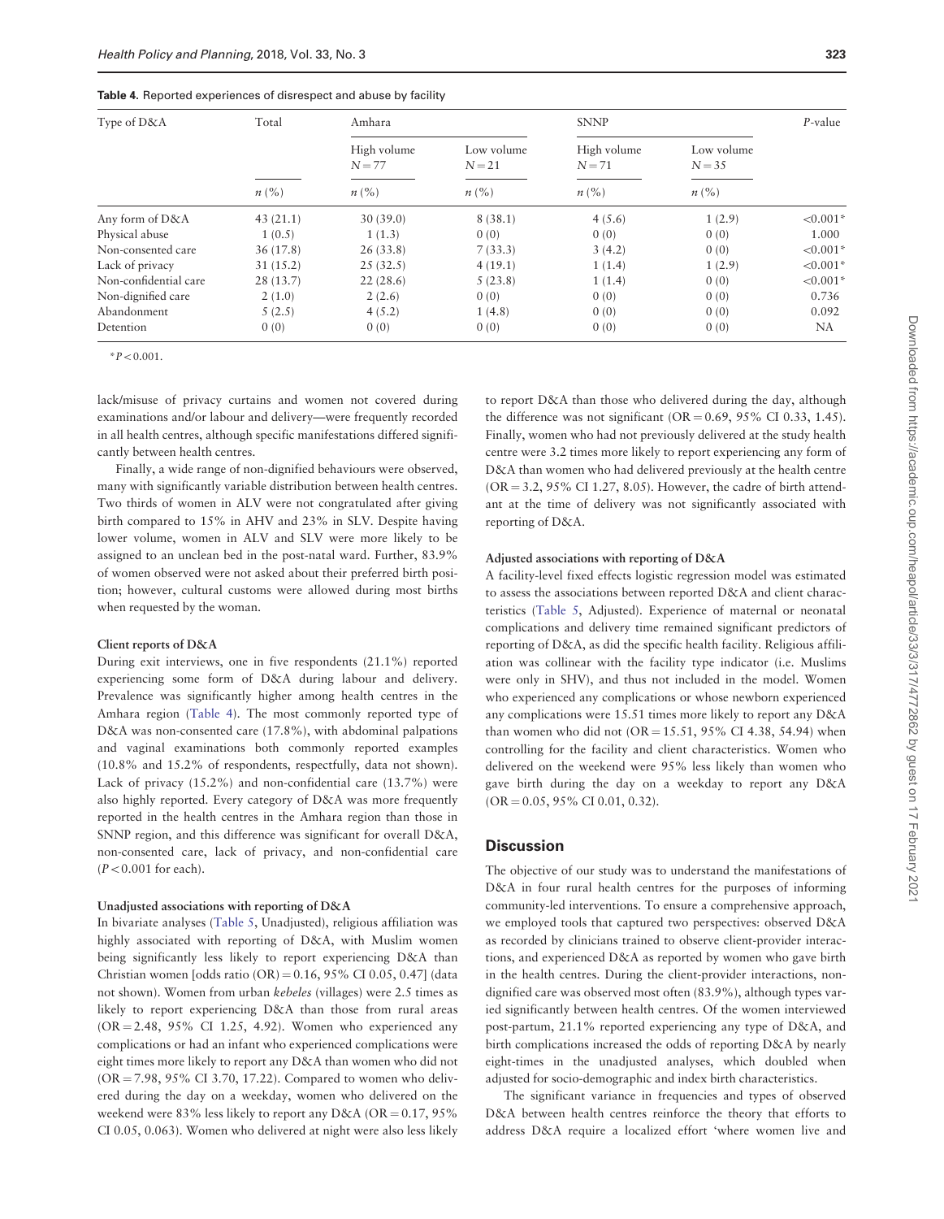**Table 4.** Reported experiences of disrespect and abuse by facility

| Type of D&A | Total | Amhara | | SNNP | | *P*-value |
|---|---|---|---|---|---|---|
| | | High volume $N=77$ | Low volume $N=21$ | High volume $N=71$ | Low volume $N=35$ | |
| | *n* (%) | *n* (%) | *n* (%) | *n* (%) | *n* (%) | |
| Any form of D&A | 43 (21.1) | 30 (39.0) | 8 (38.1) | 4 (5.6) | 1 (2.9) | <0.001* |
| Physical abuse | 1 (0.5) | 1 (1.3) | 0 (0) | 0 (0) | 0 (0) | 1.000 |
| Non-consented care | 36 (17.8) | 26 (33.8) | 7 (33.3) | 3 (4.2) | 0 (0) | <0.001* |
| Lack of privacy | 31 (15.2) | 25 (32.5) | 4 (19.1) | 1 (1.4) | 1 (2.9) | <0.001* |
| Non-confidential care | 28 (13.7) | 22 (28.6) | 5 (23.8) | 1 (1.4) | 0 (0) | <0.001* |
| Non-dignified care | 2 (1.0) | 2 (2.6) | 0 (0) | 0 (0) | 0 (0) | 0.736 |
| Abandonment | 5 (2.5) | 4 (5.2) | 1 (4.8) | 0 (0) | 0 (0) | 0.092 |
| Detention | 0 (0) | 0 (0) | 0 (0) | 0 (0) | 0 (0) | NA |

*$P<0.001$.

lack/misuse of privacy curtains and women not covered during examinations and/or labour and delivery—were frequently recorded in all health centres, although specific manifestations differed significantly between health centres.

Finally, a wide range of non-dignified behaviours were observed, many with significantly variable distribution between health centres. Two thirds of women in ALV were not congratulated after giving birth compared to 15% in AHV and 23% in SLV. Despite having lower volume, women in ALV and SLV were more likely to be assigned to an unclean bed in the post-natal ward. Further, 83.9% of women observed were not asked about their preferred birth position; however, cultural customs were allowed during most births when requested by the woman.

#### Client reports of D&A

During exit interviews, one in five respondents (21.1%) reported experiencing some form of D&A during labour and delivery. Prevalence was significantly higher among health centres in the Amhara region (Table 4). The most commonly reported type of D&A was non-consented care (17.8%), with abdominal palpations and vaginal examinations both commonly reported examples (10.8% and 15.2% of respondents, respectfully, data not shown). Lack of privacy (15.2%) and non-confidential care (13.7%) were also highly reported. Every category of D&A was more frequently reported in the health centres in the Amhara region than those in SNNP region, and this difference was significant for overall D&A, non-consented care, lack of privacy, and non-confidential care ($P<0.001$ for each).

#### Unadjusted associations with reporting of D&A

In bivariate analyses (Table 5, Unadjusted), religious affiliation was highly associated with reporting of D&A, with Muslim women being significantly less likely to report experiencing D&A than Christian women [odds ratio (OR) = 0.16, 95% CI 0.05, 0.47] (data not shown). Women from urban *kebeles* (villages) were 2.5 times as likely to report experiencing D&A than those from rural areas (OR = 2.48, 95% CI 1.25, 4.92). Women who experienced any complications or had an infant who experienced complications were eight times more likely to report any D&A than women who did not (OR = 7.98, 95% CI 3.70, 17.22). Compared to women who delivered during the day on a weekday, women who delivered on the weekend were 83% less likely to report any D&A (OR = 0.17, 95% CI 0.05, 0.063). Women who delivered at night were also less likely to report D&A than those who delivered during the day, although the difference was not significant (OR = 0.69, 95% CI 0.33, 1.45). Finally, women who had not previously delivered at the study health centre were 3.2 times more likely to report experiencing any form of D&A than women who had delivered previously at the health centre (OR = 3.2, 95% CI 1.27, 8.05). However, the cadre of birth attendant at the time of delivery was not significantly associated with reporting of D&A.

#### Adjusted associations with reporting of D&A

A facility-level fixed effects logistic regression model was estimated to assess the associations between reported D&A and client characteristics (Table 5, Adjusted). Experience of maternal or neonatal complications and delivery time remained significant predictors of reporting of D&A, as did the specific health facility. Religious affiliation was collinear with the facility type indicator (i.e. Muslims were only in SHV), and thus not included in the model. Women who experienced any complications or whose newborn experienced any complications were 15.51 times more likely to report any D&A than women who did not (OR = 15.51, 95% CI 4.38, 54.94) when controlling for the facility and client characteristics. Women who delivered on the weekend were 95% less likely than women who gave birth during the day on a weekday to report any D&A (OR = 0.05, 95% CI 0.01, 0.32).

## Discussion

The objective of our study was to understand the manifestations of D&A in four rural health centres for the purposes of informing community-led interventions. To ensure a comprehensive approach, we employed tools that captured two perspectives: observed D&A as recorded by clinicians trained to observe client-provider interactions, and experienced D&A as reported by women who gave birth in the health centres. During the client-provider interactions, non-dignified care was observed most often (83.9%), although types varied significantly between health centres. Of the women interviewed post-partum, 21.1% reported experiencing any type of D&A, and birth complications increased the odds of reporting D&A by nearly eight-times in the unadjusted analyses, which doubled when adjusted for socio-demographic and index birth characteristics.

The significant variance in frequencies and types of observed D&A between health centres reinforce the theory that efforts to address D&A require a localized effort 'where women live and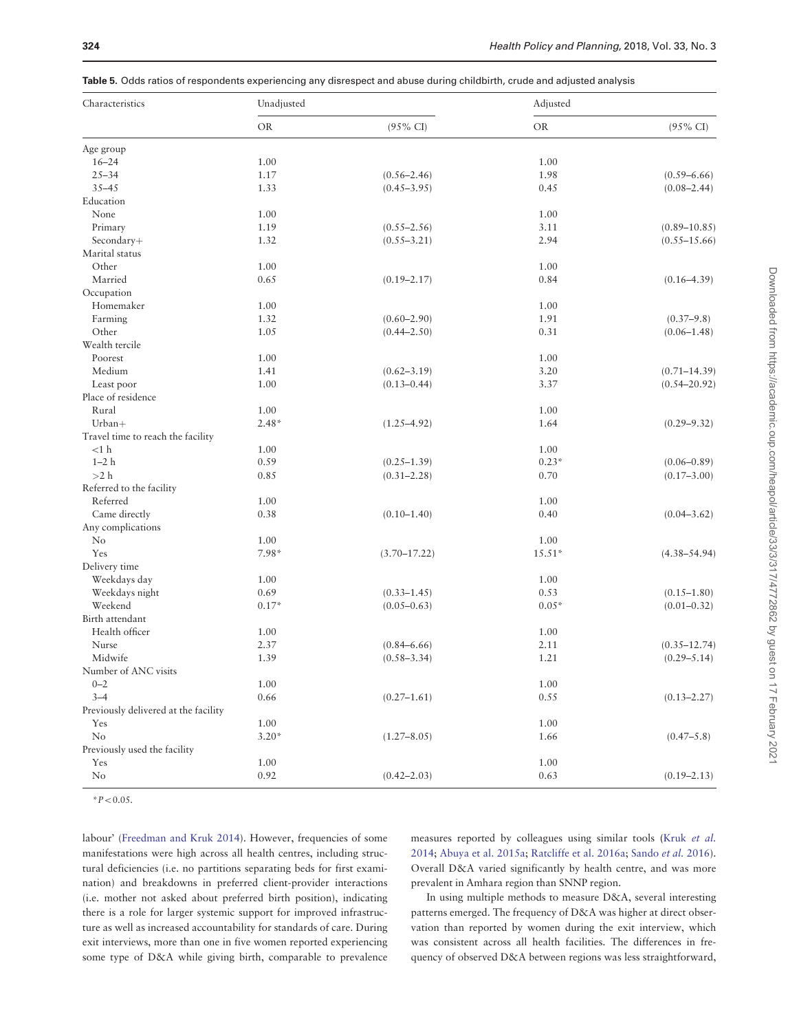**Table 5.** Odds ratios of respondents experiencing any disrespect and abuse during childbirth, crude and adjusted analysis

| Characteristics | Unadjusted | | Adjusted | |
|---|---|---|---|---|
| | OR | (95% CI) | OR | (95% CI) |
| Age group | | | | |
| 16–24 | 1.00 | | 1.00 | |
| 25–34 | 1.17 | (0.56–2.46) | 1.98 | (0.59–6.66) |
| 35–45 | 1.33 | (0.45–3.95) | 0.45 | (0.08–2.44) |
| Education | | | | |
| None | 1.00 | | 1.00 | |
| Primary | 1.19 | (0.55–2.56) | 3.11 | (0.89–10.85) |
| Secondary+ | 1.32 | (0.55–3.21) | 2.94 | (0.55–15.66) |
| Marital status | | | | |
| Other | 1.00 | | 1.00 | |
| Married | 0.65 | (0.19–2.17) | 0.84 | (0.16–4.39) |
| Occupation | | | | |
| Homemaker | 1.00 | | 1.00 | |
| Farming | 1.32 | (0.60–2.90) | 1.91 | (0.37–9.8) |
| Other | 1.05 | (0.44–2.50) | 0.31 | (0.06–1.48) |
| Wealth tercile | | | | |
| Poorest | 1.00 | | 1.00 | |
| Medium | 1.41 | (0.62–3.19) | 3.20 | (0.71–14.39) |
| Least poor | 1.00 | (0.13–0.44) | 3.37 | (0.54–20.92) |
| Place of residence | | | | |
| Rural | 1.00 | | 1.00 | |
| Urban+ | 2.48* | (1.25–4.92) | 1.64 | (0.29–9.32) |
| Travel time to reach the facility | | | | |
| <1 h | 1.00 | | 1.00 | |
| 1–2 h | 0.59 | (0.25–1.39) | 0.23* | (0.06–0.89) |
| >2 h | 0.85 | (0.31–2.28) | 0.70 | (0.17–3.00) |
| Referred to the facility | | | | |
| Referred | 1.00 | | 1.00 | |
| Came directly | 0.38 | (0.10–1.40) | 0.40 | (0.04–3.62) |
| Any complications | | | | |
| No | 1.00 | | 1.00 | |
| Yes | 7.98* | (3.70–17.22) | 15.51* | (4.38–54.94) |
| Delivery time | | | | |
| Weekdays day | 1.00 | | 1.00 | |
| Weekdays night | 0.69 | (0.33–1.45) | 0.53 | (0.15–1.80) |
| Weekend | 0.17* | (0.05–0.63) | 0.05* | (0.01–0.32) |
| Birth attendant | | | | |
| Health officer | 1.00 | | 1.00 | |
| Nurse | 2.37 | (0.84–6.66) | 2.11 | (0.35–12.74) |
| Midwife | 1.39 | (0.58–3.34) | 1.21 | (0.29–5.14) |
| Number of ANC visits | | | | |
| 0–2 | 1.00 | | 1.00 | |
| 3–4 | 0.66 | (0.27–1.61) | 0.55 | (0.13–2.27) |
| Previously delivered at the facility | | | | |
| Yes | 1.00 | | 1.00 | |
| No | 3.20* | (1.27–8.05) | 1.66 | (0.47–5.8) |
| Previously used the facility | | | | |
| Yes | 1.00 | | 1.00 | |
| No | 0.92 | (0.42–2.03) | 0.63 | (0.19–2.13) |

*$P < 0.05$.

labour' (Freedman and Kruk 2014). However, frequencies of some manifestations were high across all health centres, including structural deficiencies (i.e. no partitions separating beds for first examination) and breakdowns in preferred client-provider interactions (i.e. mother not asked about preferred birth position), indicating there is a role for larger systemic support for improved infrastructure as well as increased accountability for standards of care. During exit interviews, more than one in five women reported experiencing some type of D&A while giving birth, comparable to prevalence measures reported by colleagues using similar tools (Kruk *et al.* 2014; Abuya et al. 2015a; Ratcliffe et al. 2016a; Sando *et al.* 2016). Overall D&A varied significantly by health centre, and was more prevalent in Amhara region than SNNP region.

In using multiple methods to measure D&A, several interesting patterns emerged. The frequency of D&A was higher at direct observation than reported by women during the exit interview, which was consistent across all health facilities. The differences in frequency of observed D&A between regions was less straightforward,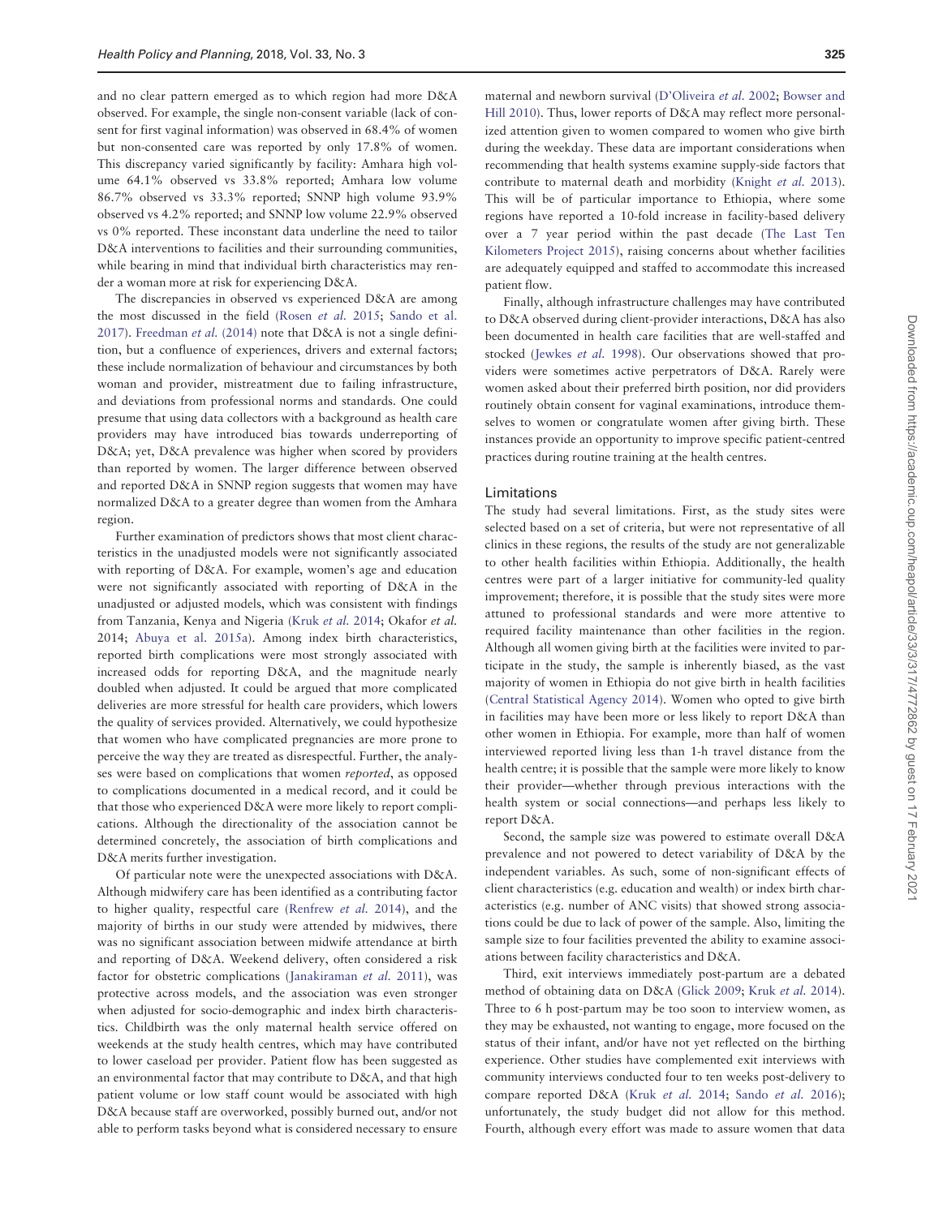and no clear pattern emerged as to which region had more D&A observed. For example, the single non-consent variable (lack of consent for first vaginal information) was observed in 68.4% of women but non-consented care was reported by only 17.8% of women. This discrepancy varied significantly by facility: Amhara high volume 64.1% observed vs 33.8% reported; Amhara low volume 86.7% observed vs 33.3% reported; SNNP high volume 93.9% observed vs 4.2% reported; and SNNP low volume 22.9% observed vs 0% reported. These inconstant data underline the need to tailor D&A interventions to facilities and their surrounding communities, while bearing in mind that individual birth characteristics may render a woman more at risk for experiencing D&A.

The discrepancies in observed vs experienced D&A are among the most discussed in the field (Rosen *et al.* 2015; Sando et al. 2017). Freedman *et al.* (2014) note that D&A is not a single definition, but a confluence of experiences, drivers and external factors; these include normalization of behaviour and circumstances by both woman and provider, mistreatment due to failing infrastructure, and deviations from professional norms and standards. One could presume that using data collectors with a background as health care providers may have introduced bias towards underreporting of D&A; yet, D&A prevalence was higher when scored by providers than reported by women. The larger difference between observed and reported D&A in SNNP region suggests that women may have normalized D&A to a greater degree than women from the Amhara region.

Further examination of predictors shows that most client characteristics in the unadjusted models were not significantly associated with reporting of D&A. For example, women's age and education were not significantly associated with reporting of D&A in the unadjusted or adjusted models, which was consistent with findings from Tanzania, Kenya and Nigeria (Kruk *et al.* 2014; Okafor *et al.* 2014; Abuya et al. 2015a). Among index birth characteristics, reported birth complications were most strongly associated with increased odds for reporting D&A, and the magnitude nearly doubled when adjusted. It could be argued that more complicated deliveries are more stressful for health care providers, which lowers the quality of services provided. Alternatively, we could hypothesize that women who have complicated pregnancies are more prone to perceive the way they are treated as disrespectful. Further, the analyses were based on complications that women *reported*, as opposed to complications documented in a medical record, and it could be that those who experienced D&A were more likely to report complications. Although the directionality of the association cannot be determined concretely, the association of birth complications and D&A merits further investigation.

Of particular note were the unexpected associations with D&A. Although midwifery care has been identified as a contributing factor to higher quality, respectful care (Renfrew *et al.* 2014), and the majority of births in our study were attended by midwives, there was no significant association between midwife attendance at birth and reporting of D&A. Weekend delivery, often considered a risk factor for obstetric complications (Janakiraman *et al.* 2011), was protective across models, and the association was even stronger when adjusted for socio-demographic and index birth characteristics. Childbirth was the only maternal health service offered on weekends at the study health centres, which may have contributed to lower caseload per provider. Patient flow has been suggested as an environmental factor that may contribute to D&A, and that high patient volume or low staff count would be associated with high D&A because staff are overworked, possibly burned out, and/or not able to perform tasks beyond what is considered necessary to ensure maternal and newborn survival (D'Oliveira *et al.* 2002; Bowser and Hill 2010). Thus, lower reports of D&A may reflect more personalized attention given to women compared to women who give birth during the weekday. These data are important considerations when recommending that health systems examine supply-side factors that contribute to maternal death and morbidity (Knight *et al.* 2013). This will be of particular importance to Ethiopia, where some regions have reported a 10-fold increase in facility-based delivery over a 7 year period within the past decade (The Last Ten Kilometers Project 2015), raising concerns about whether facilities are adequately equipped and staffed to accommodate this increased patient flow.

Finally, although infrastructure challenges may have contributed to D&A observed during client-provider interactions, D&A has also been documented in health care facilities that are well-staffed and stocked (Jewkes *et al.* 1998). Our observations showed that providers were sometimes active perpetrators of D&A. Rarely were women asked about their preferred birth position, nor did providers routinely obtain consent for vaginal examinations, introduce themselves to women or congratulate women after giving birth. These instances provide an opportunity to improve specific patient-centred practices during routine training at the health centres.

## Limitations

The study had several limitations. First, as the study sites were selected based on a set of criteria, but were not representative of all clinics in these regions, the results of the study are not generalizable to other health facilities within Ethiopia. Additionally, the health centres were part of a larger initiative for community-led quality improvement; therefore, it is possible that the study sites were more attuned to professional standards and were more attentive to required facility maintenance than other facilities in the region. Although all women giving birth at the facilities were invited to participate in the study, the sample is inherently biased, as the vast majority of women in Ethiopia do not give birth in health facilities (Central Statistical Agency 2014). Women who opted to give birth in facilities may have been more or less likely to report D&A than other women in Ethiopia. For example, more than half of women interviewed reported living less than 1-h travel distance from the health centre; it is possible that the sample were more likely to know their provider—whether through previous interactions with the health system or social connections—and perhaps less likely to report D&A.

Second, the sample size was powered to estimate overall D&A prevalence and not powered to detect variability of D&A by the independent variables. As such, some of non-significant effects of client characteristics (e.g. education and wealth) or index birth characteristics (e.g. number of ANC visits) that showed strong associations could be due to lack of power of the sample. Also, limiting the sample size to four facilities prevented the ability to examine associations between facility characteristics and D&A.

Third, exit interviews immediately post-partum are a debated method of obtaining data on D&A (Glick 2009; Kruk *et al.* 2014). Three to 6 h post-partum may be too soon to interview women, as they may be exhausted, not wanting to engage, more focused on the status of their infant, and/or have not yet reflected on the birthing experience. Other studies have complemented exit interviews with community interviews conducted four to ten weeks post-delivery to compare reported D&A (Kruk *et al.* 2014; Sando *et al.* 2016); unfortunately, the study budget did not allow for this method. Fourth, although every effort was made to assure women that data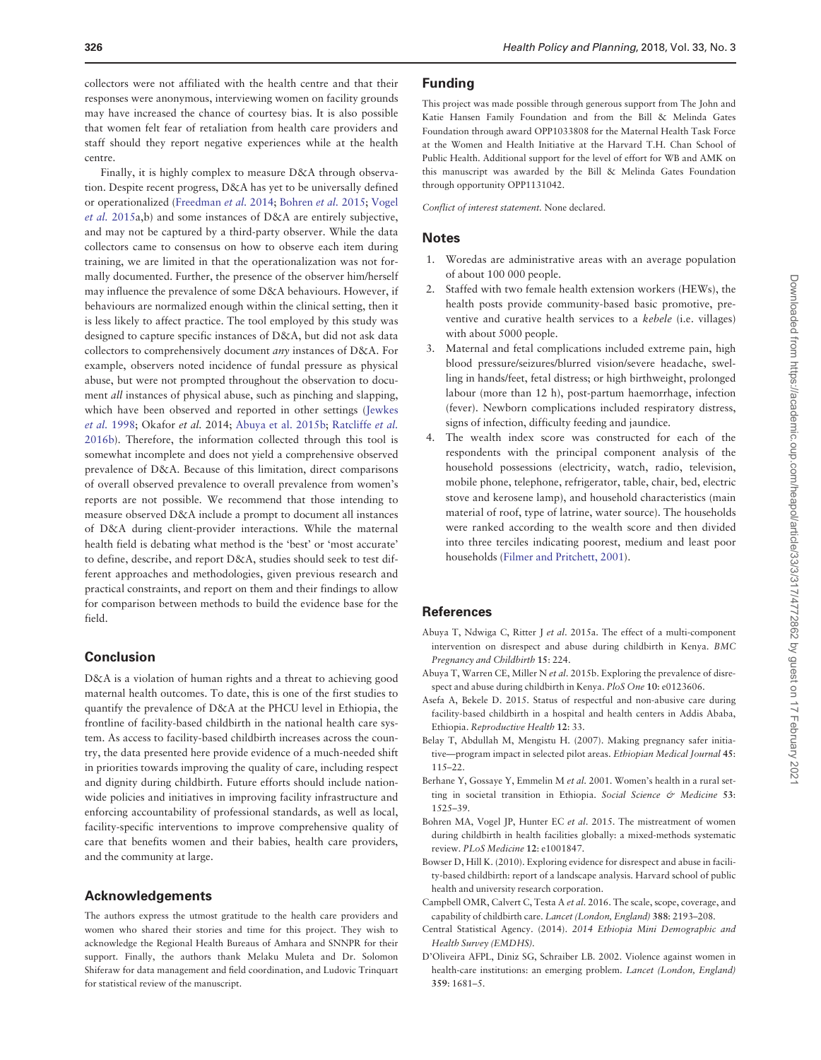collectors were not affiliated with the health centre and that their responses were anonymous, interviewing women on facility grounds may have increased the chance of courtesy bias. It is also possible that women felt fear of retaliation from health care providers and staff should they report negative experiences while at the health centre.

Finally, it is highly complex to measure D&A through observation. Despite recent progress, D&A has yet to be universally defined or operationalized (Freedman *et al.* 2014; Bohren *et al.* 2015; Vogel *et al.* 2015a,b) and some instances of D&A are entirely subjective, and may not be captured by a third-party observer. While the data collectors came to consensus on how to observe each item during training, we are limited in that the operationalization was not formally documented. Further, the presence of the observer him/herself may influence the prevalence of some D&A behaviours. However, if behaviours are normalized enough within the clinical setting, then it is less likely to affect practice. The tool employed by this study was designed to capture specific instances of D&A, but did not ask data collectors to comprehensively document *any* instances of D&A. For example, observers noted incidence of fundal pressure as physical abuse, but were not prompted throughout the observation to document *all* instances of physical abuse, such as pinching and slapping, which have been observed and reported in other settings (Jewkes *et al.* 1998; Okafor *et al.* 2014; Abuya et al. 2015b; Ratcliffe *et al.* 2016b). Therefore, the information collected through this tool is somewhat incomplete and does not yield a comprehensive observed prevalence of D&A. Because of this limitation, direct comparisons of overall observed prevalence to overall prevalence from women's reports are not possible. We recommend that those intending to measure observed D&A include a prompt to document all instances of D&A during client-provider interactions. While the maternal health field is debating what method is the 'best' or 'most accurate' to define, describe, and report D&A, studies should seek to test different approaches and methodologies, given previous research and practical constraints, and report on them and their findings to allow for comparison between methods to build the evidence base for the field.

## Conclusion

D&A is a violation of human rights and a threat to achieving good maternal health outcomes. To date, this is one of the first studies to quantify the prevalence of D&A at the PHCU level in Ethiopia, the frontline of facility-based childbirth in the national health care system. As access to facility-based childbirth increases across the country, the data presented here provide evidence of a much-needed shift in priorities towards improving the quality of care, including respect and dignity during childbirth. Future efforts should include nationwide policies and initiatives in improving facility infrastructure and enforcing accountability of professional standards, as well as local, facility-specific interventions to improve comprehensive quality of care that benefits women and their babies, health care providers, and the community at large.

## Acknowledgements

The authors express the utmost gratitude to the health care providers and women who shared their stories and time for this project. They wish to acknowledge the Regional Health Bureaus of Amhara and SNNPR for their support. Finally, the authors thank Melaku Muleta and Dr. Solomon Shiferaw for data management and field coordination, and Ludovic Trinquart for statistical review of the manuscript.

## Funding

This project was made possible through generous support from The John and Katie Hansen Family Foundation and from the Bill & Melinda Gates Foundation through award OPP1033808 for the Maternal Health Task Force at the Women and Health Initiative at the Harvard T.H. Chan School of Public Health. Additional support for the level of effort for WB and AMK on this manuscript was awarded by the Bill & Melinda Gates Foundation through opportunity OPP1131042.

*Conflict of interest statement.* None declared.

## Notes

1. Woredas are administrative areas with an average population of about 100 000 people.
2. Staffed with two female health extension workers (HEWs), the health posts provide community-based basic promotive, preventive and curative health services to a *kebele* (i.e. villages) with about 5000 people.
3. Maternal and fetal complications included extreme pain, high blood pressure/seizures/blurred vision/severe headache, swelling in hands/feet, fetal distress; or high birthweight, prolonged labour (more than 12 h), post-partum haemorrhage, infection (fever). Newborn complications included respiratory distress, signs of infection, difficulty feeding and jaundice.
4. The wealth index score was constructed for each of the respondents with the principal component analysis of the household possessions (electricity, watch, radio, television, mobile phone, telephone, refrigerator, table, chair, bed, electric stove and kerosene lamp), and household characteristics (main material of roof, type of latrine, water source). The households were ranked according to the wealth score and then divided into three terciles indicating poorest, medium and least poor households (Filmer and Pritchett, 2001).

## References

Abuya T, Ndwiga C, Ritter J *et al.* 2015a. The effect of a multi-component intervention on disrespect and abuse during childbirth in Kenya. *BMC Pregnancy and Childbirth* **15**: 224.

Abuya T, Warren CE, Miller N *et al.* 2015b. Exploring the prevalence of disrespect and abuse during childbirth in Kenya. *PloS One* **10**: e0123606.

Asefa A, Bekele D. 2015. Status of respectful and non-abusive care during facility-based childbirth in a hospital and health centers in Addis Ababa, Ethiopia. *Reproductive Health* **12**: 33.

Belay T, Abdullah M, Mengistu H. (2007). Making pregnancy safer initiative—program impact in selected pilot areas. *Ethiopian Medical Journal* **45**: 115–22.

Berhane Y, Gossaye Y, Emmelin M *et al.* 2001. Women's health in a rural setting in societal transition in Ethiopia. *Social Science & Medicine* **53**: 1525–39.

Bohren MA, Vogel JP, Hunter EC *et al.* 2015. The mistreatment of women during childbirth in health facilities globally: a mixed-methods systematic review. *PLoS Medicine* **12**: e1001847.

Bowser D, Hill K. (2010). Exploring evidence for disrespect and abuse in facility-based childbirth: report of a landscape analysis. Harvard school of public health and university research corporation.

Campbell OMR, Calvert C, Testa A *et al.* 2016. The scale, scope, coverage, and capability of childbirth care. *Lancet (London, England)* **388**: 2193–208.

Central Statistical Agency. (2014). *2014 Ethiopia Mini Demographic and Health Survey (EMDHS).*

D'Oliveira AFPL, Diniz SG, Schraiber LB. 2002. Violence against women in health-care institutions: an emerging problem. *Lancet (London, England)* **359**: 1681–5.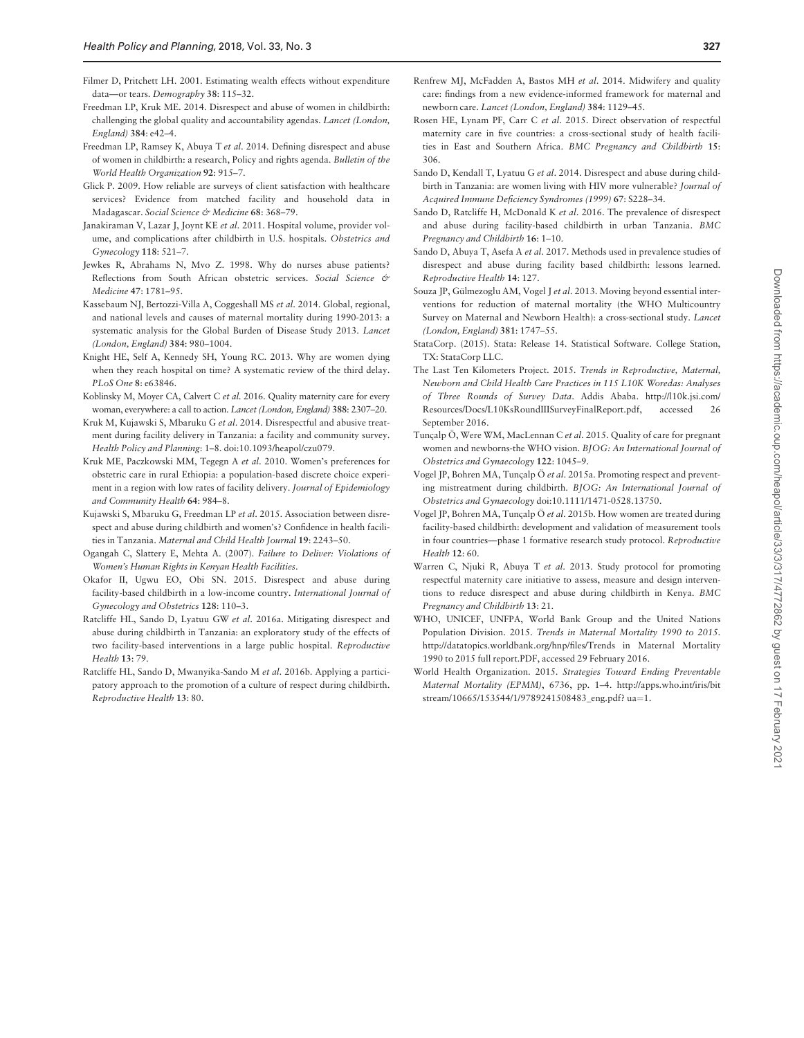Filmer D, Pritchett LH. 2001. Estimating wealth effects without expenditure data—or tears. *Demography* **38**: 115–32.

Freedman LP, Kruk ME. 2014. Disrespect and abuse of women in childbirth: challenging the global quality and accountability agendas. *Lancet (London, England)* **384**: e42–4.

Freedman LP, Ramsey K, Abuya T *et al*. 2014. Defining disrespect and abuse of women in childbirth: a research, Policy and rights agenda. *Bulletin of the World Health Organization* **92**: 915–7.

Glick P. 2009. How reliable are surveys of client satisfaction with healthcare services? Evidence from matched facility and household data in Madagascar. *Social Science & Medicine* **68**: 368–79.

Janakiraman V, Lazar J, Joynt KE *et al*. 2011. Hospital volume, provider volume, and complications after childbirth in U.S. hospitals. *Obstetrics and Gynecology* **118**: 521–7.

Jewkes R, Abrahams N, Mvo Z. 1998. Why do nurses abuse patients? Reflections from South African obstetric services. *Social Science & Medicine* **47**: 1781–95.

Kassebaum NJ, Bertozzi-Villa A, Coggeshall MS *et al*. 2014. Global, regional, and national levels and causes of maternal mortality during 1990-2013: a systematic analysis for the Global Burden of Disease Study 2013. *Lancet (London, England)* **384**: 980–1004.

Knight HE, Self A, Kennedy SH, Young RC. 2013. Why are women dying when they reach hospital on time? A systematic review of the third delay. *PLoS One* **8**: e63846.

Koblinsky M, Moyer CA, Calvert C *et al*. 2016. Quality maternity care for every woman, everywhere: a call to action. *Lancet (London, England)* **388**: 2307–20.

Kruk M, Kujawski S, Mbaruku G *et al*. 2014. Disrespectful and abusive treatment during facility delivery in Tanzania: a facility and community survey. *Health Policy and Planning*: 1–8. doi:10.1093/heapol/czu079.

Kruk ME, Paczkowski MM, Tegegn A *et al*. 2010. Women's preferences for obstetric care in rural Ethiopia: a population-based discrete choice experiment in a region with low rates of facility delivery. *Journal of Epidemiology and Community Health* **64**: 984–8.

Kujawski S, Mbaruku G, Freedman LP *et al*. 2015. Association between disrespect and abuse during childbirth and women's? Confidence in health facilities in Tanzania. *Maternal and Child Health Journal* **19**: 2243–50.

Ogangah C, Slattery E, Mehta A. (2007). *Failure to Deliver: Violations of Women's Human Rights in Kenyan Health Facilities*.

Okafor II, Ugwu EO, Obi SN. 2015. Disrespect and abuse during facility-based childbirth in a low-income country. *International Journal of Gynecology and Obstetrics* **128**: 110–3.

Ratcliffe HL, Sando D, Lyatuu GW *et al*. 2016a. Mitigating disrespect and abuse during childbirth in Tanzania: an exploratory study of the effects of two facility-based interventions in a large public hospital. *Reproductive Health* **13**: 79.

Ratcliffe HL, Sando D, Mwanyika-Sando M *et al*. 2016b. Applying a participatory approach to the promotion of a culture of respect during childbirth. *Reproductive Health* **13**: 80.

Renfrew MJ, McFadden A, Bastos MH *et al*. 2014. Midwifery and quality care: findings from a new evidence-informed framework for maternal and newborn care. *Lancet (London, England)* **384**: 1129–45.

Rosen HE, Lynam PF, Carr C *et al*. 2015. Direct observation of respectful maternity care in five countries: a cross-sectional study of health facilities in East and Southern Africa. *BMC Pregnancy and Childbirth* **15**: 306.

Sando D, Kendall T, Lyatuu G *et al*. 2014. Disrespect and abuse during childbirth in Tanzania: are women living with HIV more vulnerable? *Journal of Acquired Immune Deficiency Syndromes (1999)* **67**: S228–34.

Sando D, Ratcliffe H, McDonald K *et al*. 2016. The prevalence of disrespect and abuse during facility-based childbirth in urban Tanzania. *BMC Pregnancy and Childbirth* **16**: 1–10.

Sando D, Abuya T, Asefa A *et al*. 2017. Methods used in prevalence studies of disrespect and abuse during facility based childbirth: lessons learned. *Reproductive Health* **14**: 127.

Souza JP, Gülmezoglu AM, Vogel J *et al*. 2013. Moving beyond essential interventions for reduction of maternal mortality (the WHO Multicountry Survey on Maternal and Newborn Health): a cross-sectional study. *Lancet (London, England)* **381**: 1747–55.

StataCorp. (2015). Stata: Release 14. Statistical Software. College Station, TX: StataCorp LLC.

The Last Ten Kilometers Project. 2015. *Trends in Reproductive, Maternal, Newborn and Child Health Care Practices in 115 L10K Woredas: Analyses of Three Rounds of Survey Data*. Addis Ababa. http://l10k.jsi.com/Resources/Docs/L10KsRoundIIISurveyFinalReport.pdf, accessed 26 September 2016.

Tunçalp Ö, Were WM, MacLennan C *et al*. 2015. Quality of care for pregnant women and newborns-the WHO vision. *BJOG: An International Journal of Obstetrics and Gynaecology* **122**: 1045–9.

Vogel JP, Bohren MA, Tunçalp Ö *et al*. 2015a. Promoting respect and preventing mistreatment during childbirth. *BJOG: An International Journal of Obstetrics and Gynaecology* doi:10.1111/1471-0528.13750.

Vogel JP, Bohren MA, Tunçalp Ö *et al*. 2015b. How women are treated during facility-based childbirth: development and validation of measurement tools in four countries—phase 1 formative research study protocol. *Reproductive Health* **12**: 60.

Warren C, Njuki R, Abuya T *et al*. 2013. Study protocol for promoting respectful maternity care initiative to assess, measure and design interventions to reduce disrespect and abuse during childbirth in Kenya. *BMC Pregnancy and Childbirth* **13**: 21.

WHO, UNICEF, UNFPA, World Bank Group and the United Nations Population Division. 2015. *Trends in Maternal Mortality 1990 to 2015*. http://datatopics.worldbank.org/hnp/files/Trends in Maternal Mortality 1990 to 2015 full report.PDF, accessed 29 February 2016.

World Health Organization. 2015. *Strategies Toward Ending Preventable Maternal Mortality (EPMM)*, 6736, pp. 1–4. http://apps.who.int/iris/bitstream/10665/153544/1/9789241508483_eng.pdf? ua=1.